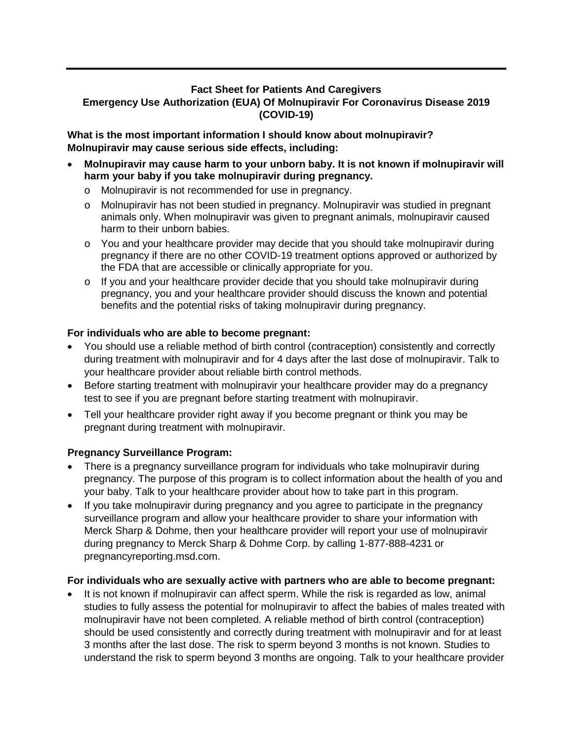**Fact Sheet for Patients And Caregivers**
**Emergency Use Authorization (EUA) Of Molnupiravir For Coronavirus Disease 2019 (COVID-19)**

**What is the most important information I should know about molnupiravir?**
**Molnupiravir may cause serious side effects, including:**

- **Molnupiravir may cause harm to your unborn baby. It is not known if molnupiravir will harm your baby if you take molnupiravir during pregnancy.**
  - Molnupiravir is not recommended for use in pregnancy.
  - Molnupiravir has not been studied in pregnancy. Molnupiravir was studied in pregnant animals only. When molnupiravir was given to pregnant animals, molnupiravir caused harm to their unborn babies.
  - You and your healthcare provider may decide that you should take molnupiravir during pregnancy if there are no other COVID-19 treatment options approved or authorized by the FDA that are accessible or clinically appropriate for you.
  - If you and your healthcare provider decide that you should take molnupiravir during pregnancy, you and your healthcare provider should discuss the known and potential benefits and the potential risks of taking molnupiravir during pregnancy.

**For individuals who are able to become pregnant:**

- You should use a reliable method of birth control (contraception) consistently and correctly during treatment with molnupiravir and for 4 days after the last dose of molnupiravir. Talk to your healthcare provider about reliable birth control methods.
- Before starting treatment with molnupiravir your healthcare provider may do a pregnancy test to see if you are pregnant before starting treatment with molnupiravir.
- Tell your healthcare provider right away if you become pregnant or think you may be pregnant during treatment with molnupiravir.

**Pregnancy Surveillance Program:**

- There is a pregnancy surveillance program for individuals who take molnupiravir during pregnancy. The purpose of this program is to collect information about the health of you and your baby. Talk to your healthcare provider about how to take part in this program.
- If you take molnupiravir during pregnancy and you agree to participate in the pregnancy surveillance program and allow your healthcare provider to share your information with Merck Sharp & Dohme, then your healthcare provider will report your use of molnupiravir during pregnancy to Merck Sharp & Dohme Corp. by calling 1-877-888-4231 or pregnancyreporting.msd.com.

**For individuals who are sexually active with partners who are able to become pregnant:**

- It is not known if molnupiravir can affect sperm. While the risk is regarded as low, animal studies to fully assess the potential for molnupiravir to affect the babies of males treated with molnupiravir have not been completed. A reliable method of birth control (contraception) should be used consistently and correctly during treatment with molnupiravir and for at least 3 months after the last dose. The risk to sperm beyond 3 months is not known. Studies to understand the risk to sperm beyond 3 months are ongoing. Talk to your healthcare provider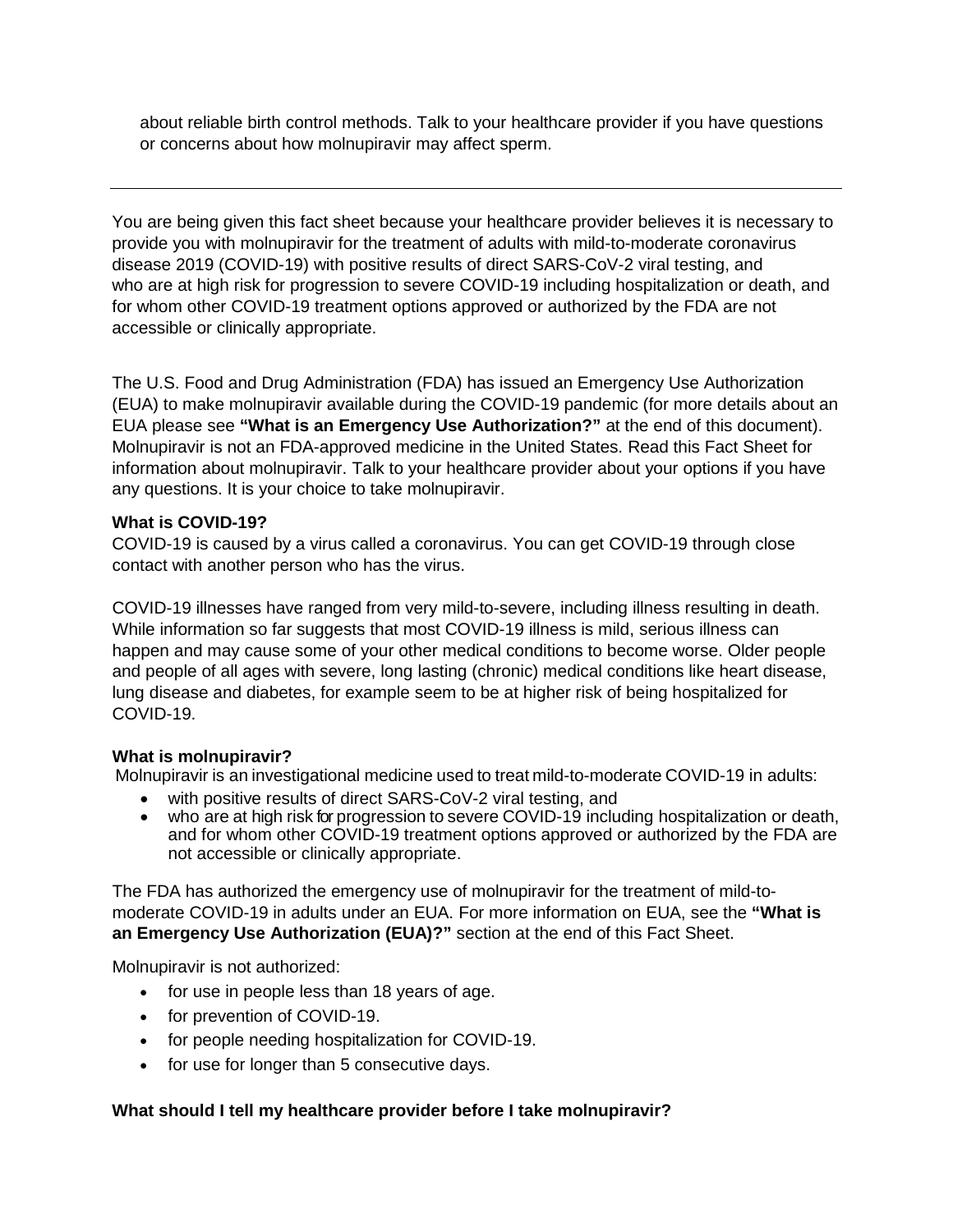about reliable birth control methods. Talk to your healthcare provider if you have questions or concerns about how molnupiravir may affect sperm.

---

You are being given this fact sheet because your healthcare provider believes it is necessary to provide you with molnupiravir for the treatment of adults with mild-to-moderate coronavirus disease 2019 (COVID-19) with positive results of direct SARS-CoV-2 viral testing, and who are at high risk for progression to severe COVID-19 including hospitalization or death, and for whom other COVID-19 treatment options approved or authorized by the FDA are not accessible or clinically appropriate.

The U.S. Food and Drug Administration (FDA) has issued an Emergency Use Authorization (EUA) to make molnupiravir available during the COVID-19 pandemic (for more details about an EUA please see **"What is an Emergency Use Authorization?"** at the end of this document). Molnupiravir is not an FDA-approved medicine in the United States. Read this Fact Sheet for information about molnupiravir. Talk to your healthcare provider about your options if you have any questions. It is your choice to take molnupiravir.

**What is COVID-19?**

COVID-19 is caused by a virus called a coronavirus. You can get COVID-19 through close contact with another person who has the virus.

COVID-19 illnesses have ranged from very mild-to-severe, including illness resulting in death. While information so far suggests that most COVID-19 illness is mild, serious illness can happen and may cause some of your other medical conditions to become worse. Older people and people of all ages with severe, long lasting (chronic) medical conditions like heart disease, lung disease and diabetes, for example seem to be at higher risk of being hospitalized for COVID-19.

**What is molnupiravir?**

Molnupiravir is an investigational medicine used to treat mild-to-moderate COVID-19 in adults:

- with positive results of direct SARS-CoV-2 viral testing, and
- who are at high risk for progression to severe COVID-19 including hospitalization or death, and for whom other COVID-19 treatment options approved or authorized by the FDA are not accessible or clinically appropriate.

The FDA has authorized the emergency use of molnupiravir for the treatment of mild-to-moderate COVID-19 in adults under an EUA. For more information on EUA, see the **"What is an Emergency Use Authorization (EUA)?"** section at the end of this Fact Sheet.

Molnupiravir is not authorized:

- for use in people less than 18 years of age.
- for prevention of COVID-19.
- for people needing hospitalization for COVID-19.
- for use for longer than 5 consecutive days.

**What should I tell my healthcare provider before I take molnupiravir?**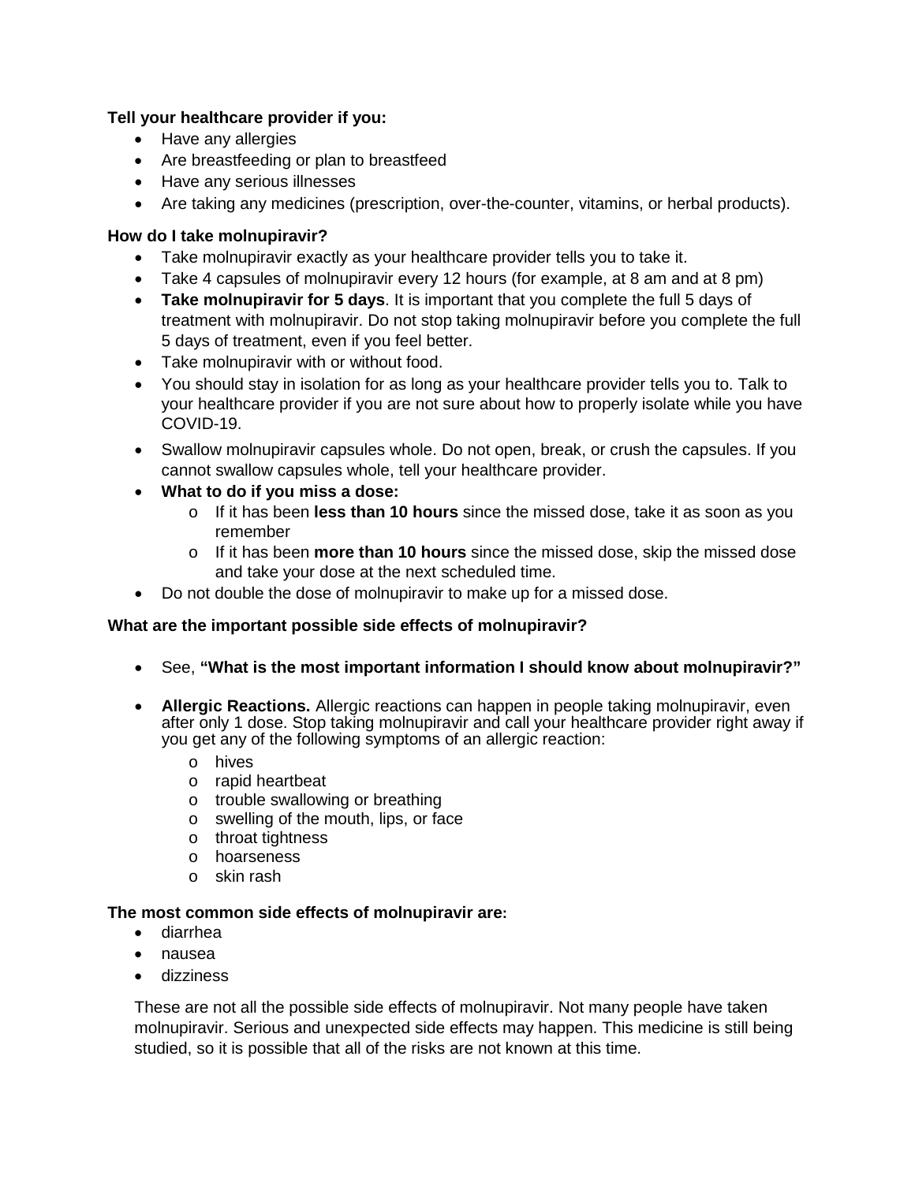**Tell your healthcare provider if you:**

- Have any allergies
- Are breastfeeding or plan to breastfeed
- Have any serious illnesses
- Are taking any medicines (prescription, over-the-counter, vitamins, or herbal products).

**How do I take molnupiravir?**

- Take molnupiravir exactly as your healthcare provider tells you to take it.
- Take 4 capsules of molnupiravir every 12 hours (for example, at 8 am and at 8 pm)
- **Take molnupiravir for 5 days**. It is important that you complete the full 5 days of treatment with molnupiravir. Do not stop taking molnupiravir before you complete the full 5 days of treatment, even if you feel better.
- Take molnupiravir with or without food.
- You should stay in isolation for as long as your healthcare provider tells you to. Talk to your healthcare provider if you are not sure about how to properly isolate while you have COVID-19.
- Swallow molnupiravir capsules whole. Do not open, break, or crush the capsules. If you cannot swallow capsules whole, tell your healthcare provider.
- **What to do if you miss a dose:**
  - If it has been **less than 10 hours** since the missed dose, take it as soon as you remember
  - If it has been **more than 10 hours** since the missed dose, skip the missed dose and take your dose at the next scheduled time.
- Do not double the dose of molnupiravir to make up for a missed dose.

**What are the important possible side effects of molnupiravir?**

- See, **"What is the most important information I should know about molnupiravir?"**
- **Allergic Reactions.** Allergic reactions can happen in people taking molnupiravir, even after only 1 dose. Stop taking molnupiravir and call your healthcare provider right away if you get any of the following symptoms of an allergic reaction:
  - hives
  - rapid heartbeat
  - trouble swallowing or breathing
  - swelling of the mouth, lips, or face
  - throat tightness
  - hoarseness
  - skin rash

**The most common side effects of molnupiravir are:**

- diarrhea
- nausea
- dizziness

These are not all the possible side effects of molnupiravir. Not many people have taken molnupiravir. Serious and unexpected side effects may happen. This medicine is still being studied, so it is possible that all of the risks are not known at this time.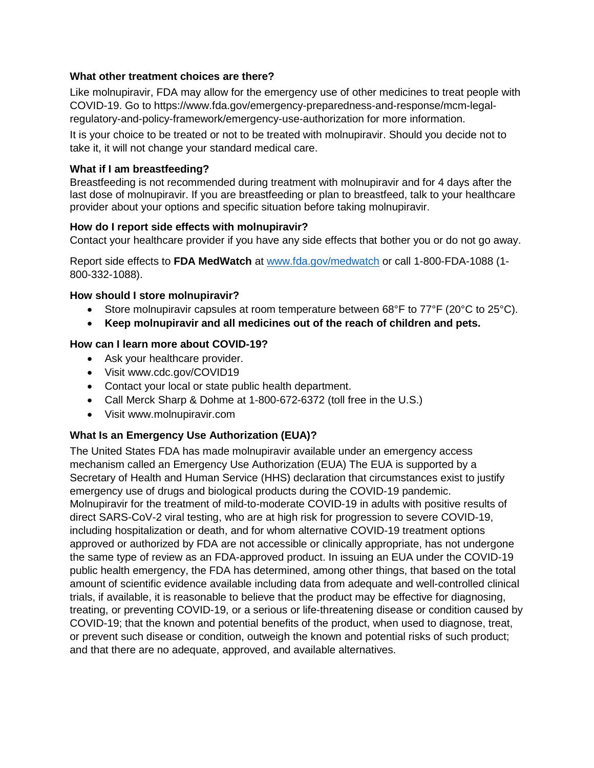**What other treatment choices are there?**

Like molnupiravir, FDA may allow for the emergency use of other medicines to treat people with COVID-19. Go to https://www.fda.gov/emergency-preparedness-and-response/mcm-legal-regulatory-and-policy-framework/emergency-use-authorization for more information.

It is your choice to be treated or not to be treated with molnupiravir. Should you decide not to take it, it will not change your standard medical care.

**What if I am breastfeeding?**

Breastfeeding is not recommended during treatment with molnupiravir and for 4 days after the last dose of molnupiravir. If you are breastfeeding or plan to breastfeed, talk to your healthcare provider about your options and specific situation before taking molnupiravir.

**How do I report side effects with molnupiravir?**

Contact your healthcare provider if you have any side effects that bother you or do not go away.

Report side effects to **FDA MedWatch** at [www.fda.gov/medwatch](www.fda.gov/medwatch) or call 1-800-FDA-1088 (1-800-332-1088).

**How should I store molnupiravir?**

- Store molnupiravir capsules at room temperature between 68°F to 77°F (20°C to 25°C).
- **Keep molnupiravir and all medicines out of the reach of children and pets.**

**How can I learn more about COVID-19?**

- Ask your healthcare provider.
- Visit www.cdc.gov/COVID19
- Contact your local or state public health department.
- Call Merck Sharp & Dohme at 1-800-672-6372 (toll free in the U.S.)
- Visit www.molnupiravir.com

**What Is an Emergency Use Authorization (EUA)?**

The United States FDA has made molnupiravir available under an emergency access mechanism called an Emergency Use Authorization (EUA) The EUA is supported by a Secretary of Health and Human Service (HHS) declaration that circumstances exist to justify emergency use of drugs and biological products during the COVID-19 pandemic. Molnupiravir for the treatment of mild-to-moderate COVID-19 in adults with positive results of direct SARS-CoV-2 viral testing, who are at high risk for progression to severe COVID-19, including hospitalization or death, and for whom alternative COVID-19 treatment options approved or authorized by FDA are not accessible or clinically appropriate, has not undergone the same type of review as an FDA-approved product. In issuing an EUA under the COVID-19 public health emergency, the FDA has determined, among other things, that based on the total amount of scientific evidence available including data from adequate and well-controlled clinical trials, if available, it is reasonable to believe that the product may be effective for diagnosing, treating, or preventing COVID-19, or a serious or life-threatening disease or condition caused by COVID-19; that the known and potential benefits of the product, when used to diagnose, treat, or prevent such disease or condition, outweigh the known and potential risks of such product; and that there are no adequate, approved, and available alternatives.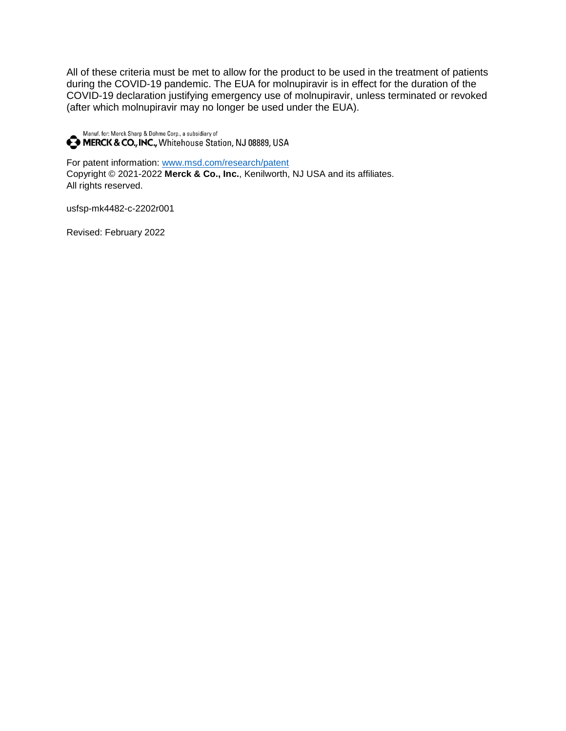All of these criteria must be met to allow for the product to be used in the treatment of patients during the COVID-19 pandemic. The EUA for molnupiravir is in effect for the duration of the COVID-19 declaration justifying emergency use of molnupiravir, unless terminated or revoked (after which molnupiravir may no longer be used under the EUA).

Manuf. for: Merck Sharp & Dohme Corp., a subsidiary of
**MERCK & CO., INC.,** Whitehouse Station, NJ 08889, USA

For patent information: www.msd.com/research/patent
Copyright © 2021-2022 **Merck & Co., Inc.**, Kenilworth, NJ USA and its affiliates.
All rights reserved.

usfsp-mk4482-c-2202r001

Revised: February 2022